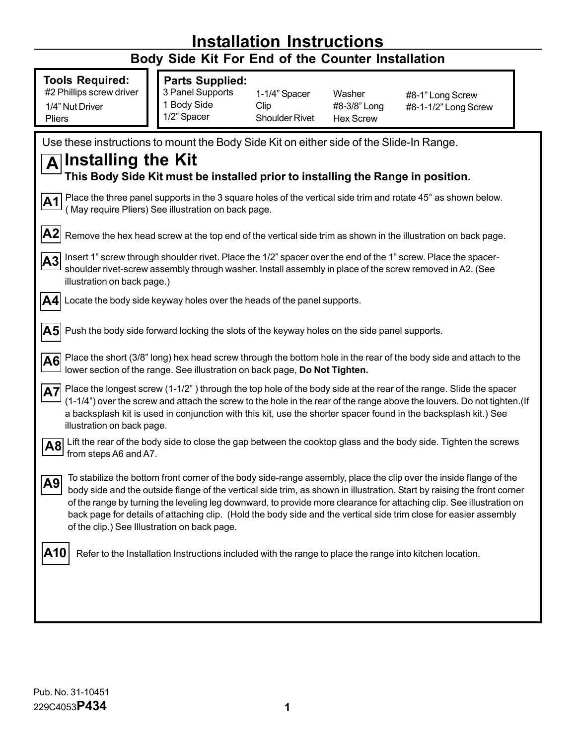# Installation Instructions

## Body Side Kit For End of the Counter Installation

**Tools Required:**
#2 Phillips screw driver
1/4" Nut Driver
Pliers

**Parts Supplied:**
3 Panel Supports
1 Body Side
1/2" Spacer
1-1/4" Spacer
Clip
Shoulder Rivet
Washer
#8-3/8" Long Hex Screw
#8-1" Long Screw
#8-1-1/2" Long Screw

Use these instructions to mount the Body Side Kit on either side of the Slide-In Range.

## A Installing the Kit

**This Body Side Kit must be installed prior to installing the Range in position.**

**A1** Place the three panel supports in the 3 square holes of the vertical side trim and rotate 45° as shown below. ( May require Pliers) See illustration on back page.

**A2** Remove the hex head screw at the top end of the vertical side trim as shown in the illustration on back page.

**A3** Insert 1" screw through shoulder rivet. Place the 1/2" spacer over the end of the 1" screw. Place the spacer-shoulder rivet-screw assembly through washer. Install assembly in place of the screw removed in A2. (See illustration on back page.)

**A4** Locate the body side keyway holes over the heads of the panel supports.

**A5** Push the body side forward locking the slots of the keyway holes on the side panel supports.

**A6** Place the short (3/8" long) hex head screw through the bottom hole in the rear of the body side and attach to the lower section of the range. See illustration on back page, **Do Not Tighten.**

**A7** Place the longest screw (1-1/2" ) through the top hole of the body side at the rear of the range. Slide the spacer (1-1/4") over the screw and attach the screw to the hole in the rear of the range above the louvers. Do not tighten.(If a backsplash kit is used in conjunction with this kit, use the shorter spacer found in the backsplash kit.) See illustration on back page.

**A8** Lift the rear of the body side to close the gap between the cooktop glass and the body side. Tighten the screws from steps A6 and A7.

**A9** To stabilize the bottom front corner of the body side-range assembly, place the clip over the inside flange of the body side and the outside flange of the vertical side trim, as shown in illustration. Start by raising the front corner of the range by turning the leveling leg downward, to provide more clearance for attaching clip. See illustration on back page for details of attaching clip. (Hold the body side and the vertical side trim close for easier assembly of the clip.) See Illustration on back page.

**A10** Refer to the Installation Instructions included with the range to place the range into kitchen location.

Pub. No. 31-10451
229C4053**P434**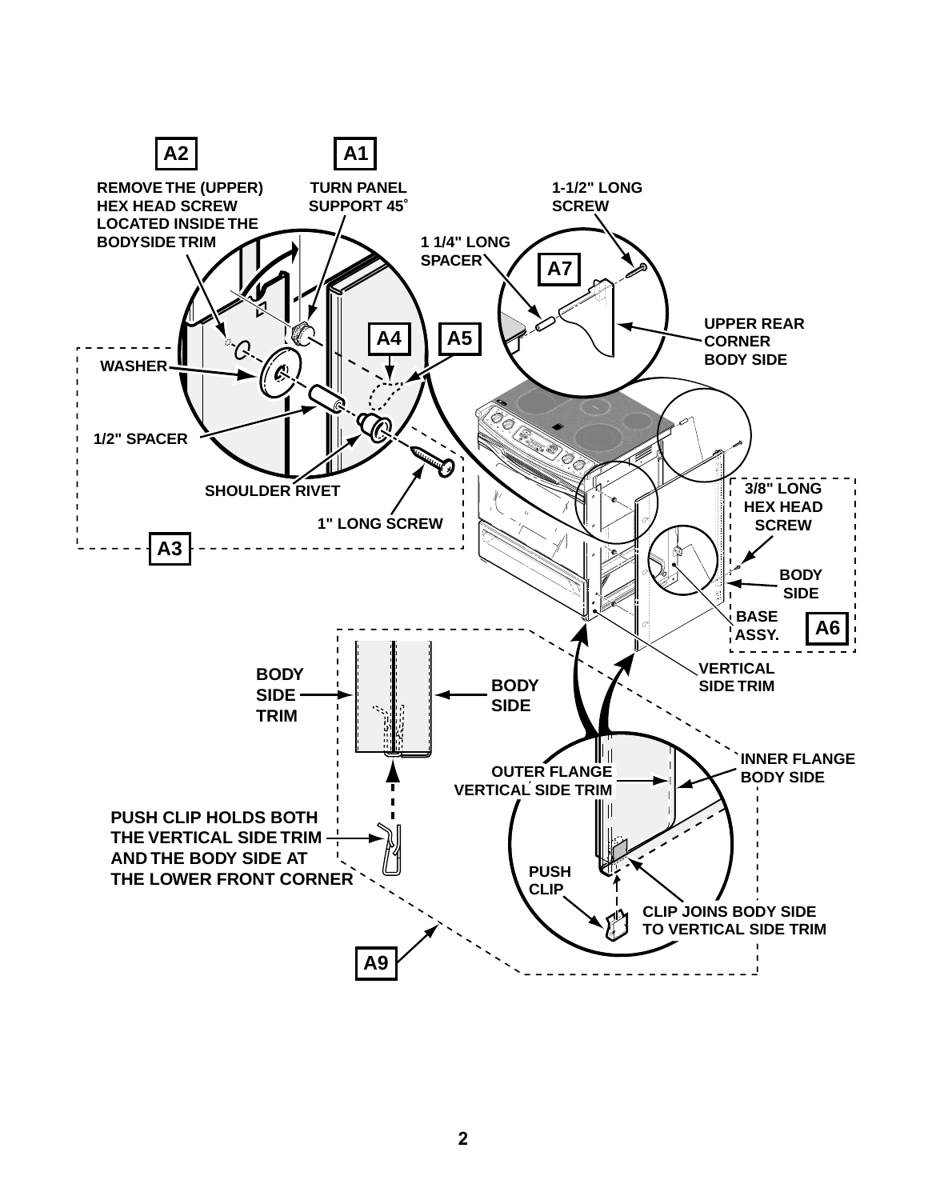A2

REMOVE THE (UPPER) HEX HEAD SCREW LOCATED INSIDE THE BODYSIDE TRIM

A1

TURN PANEL SUPPORT 45˚

1-1/2" LONG SCREW

1 1/4" LONG SPACER

A7

UPPER REAR CORNER BODY SIDE

A4

A5

WASHER

1/2" SPACER

SHOULDER RIVET

1" LONG SCREW

A3

3/8" LONG HEX HEAD SCREW

BODY SIDE

BASE ASSY.

A6

VERTICAL SIDE TRIM

BODY SIDE TRIM

BODY SIDE

INNER FLANGE BODY SIDE

OUTER FLANGE VERTICAL SIDE TRIM

PUSH CLIP HOLDS BOTH THE VERTICAL SIDE TRIM AND THE BODY SIDE AT THE LOWER FRONT CORNER

PUSH CLIP

CLIP JOINS BODY SIDE TO VERTICAL SIDE TRIM

A9